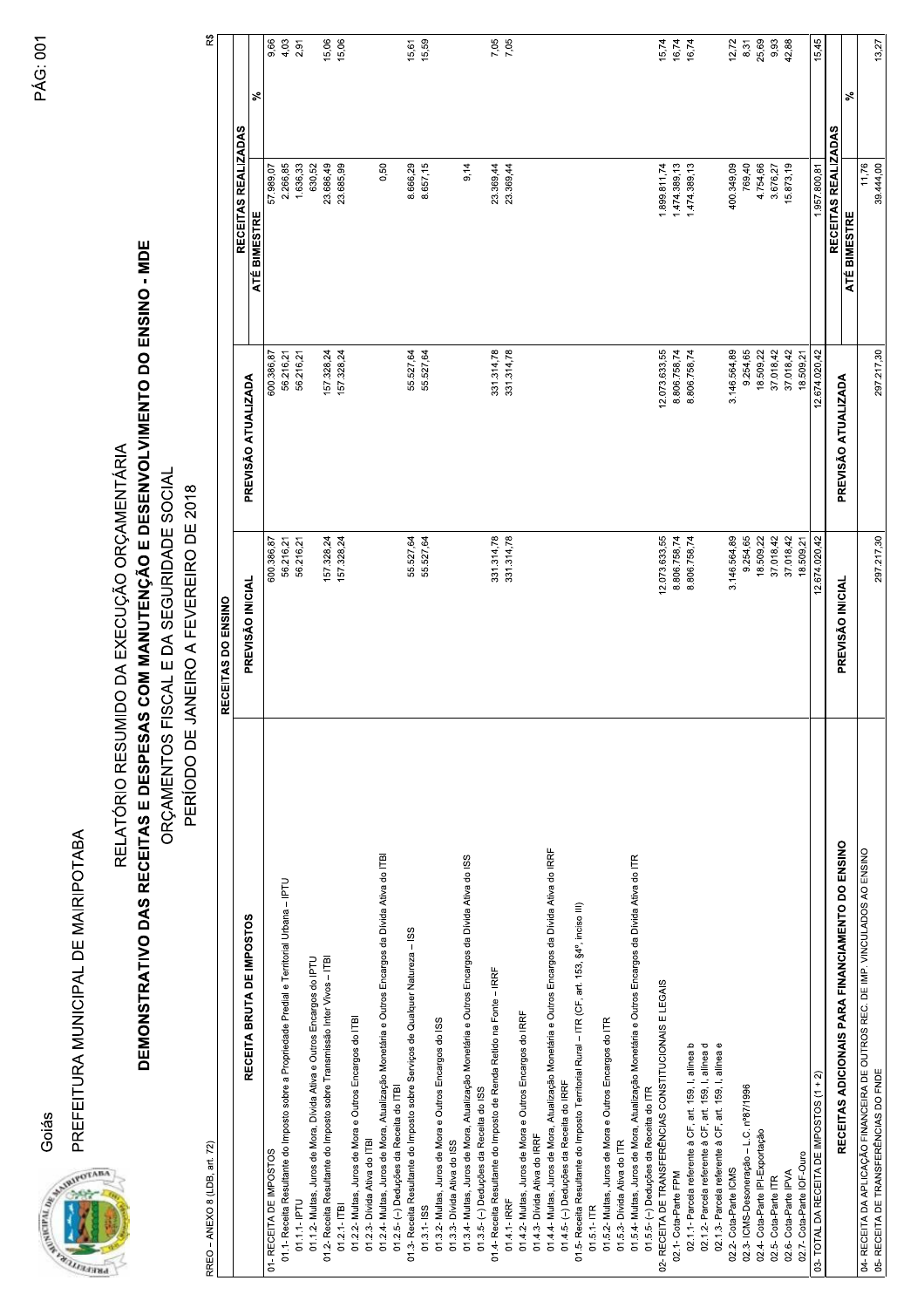Goiás

PREFEITURA MUNICIPAL DE MAIRIPOTABA

# RELATÓRIO RESUMIDO DA EXECUÇÃO ORÇAMENTÁRIA

## DEMONSTRATIVO DAS RECEITAS E DESPESAS COM MANUTENÇÃO E DESENVOLVIMENTO DO ENSINO - MDE

ORÇAMENTOS FISCAL E DA SEGURIDADE SOCIAL

PERÍODO DE JANEIRO A FEVEREIRO DE 2018

RREO – ANEXO 8 (LDB, art. 72) R$

| RECEITA BRUTA DE IMPOSTOS | RECEITAS DO ENSINO | | | |
|---|---|---|---|---|
| | PREVISÃO INICIAL | PREVISÃO ATUALIZADA | RECEITAS REALIZADAS | |
| | | | ATÉ BIMESTRE | % |
| 01- RECEITA DE IMPOSTOS | 600.386,87 | 600.386,87 | 57.989,07 | 9,66 |
| 01.1- Receita Resultante do Imposto sobre a Propriedade Predial e Territorial Urbana – IPTU | 56.216,21 | 56.216,21 | 2.266,85 | 4,03 |
| 01.1.1- IPTU | 56.216,21 | 56.216,21 | 1.636,33 | 2,91 |
| 01.1.2- Multas, Juros de Mora, Dívida Ativa e Outros Encargos do IPTU | | | 630,52 | |
| 01.2- Receita Resultante do Imposto sobre Transmissão Inter Vivos – ITBI | 157.328,24 | 157.328,24 | 23.686,49 | 15,06 |
| 01.2.1- ITBI | 157.328,24 | 157.328,24 | 23.685,99 | 15,06 |
| 01.2.2- Multas, Juros de Mora e Outros Encargos do ITBI | | | | |
| 01.2.3- Dívida Ativa do ITBI | | | | |
| 01.2.4- Multas, Juros de Mora, Atualização Monetária e Outros Encargos da Dívida Ativa do ITBI | | | 0,50 | |
| 01.2.5- (-) Deduções da Receita do ITBI | | | | |
| 01.3- Receita Resultante do Imposto sobre Serviços de Qualquer Natureza – ISS | 55.527,64 | 55.527,64 | 8.666,29 | 15,61 |
| 01.3.1- ISS | 55.527,64 | 55.527,64 | 8.657,15 | 15,59 |
| 01.3.2- Multas, Juros de Mora e Outros Encargos do ISS | | | | |
| 01.3.3- Dívida Ativa do ISS | | | | |
| 01.3.4- Multas, Juros de Mora, Atualização Monetária e Outros Encargos da Dívida Ativa do ISS | | | 9,14 | |
| 01.3.5- (-) Deduções da Receita do ISS | | | | |
| 01.4- Receita Resultante do Imposto de Renda Retido na Fonte – IRRF | 331.314,78 | 331.314,78 | 23.369,44 | 7,05 |
| 01.4.1- IRRF | 331.314,78 | 331.314,78 | 23.369,44 | 7,05 |
| 01.4.2- Multas, Juros de Mora e Outros Encargos do IRRF | | | | |
| 01.4.3- Dívida Ativa do IRRF | | | | |
| 01.4.4- Multas, Juros de Mora, Atualização Monetária e Outros Encargos da Dívida Ativa do IRRF | | | | |
| 01.4.5- (-) Deduções da Receita do IRRF | | | | |
| 01.5- Receita Resultante do Imposto Territorial Rural – ITR (CF, art. 153, §4º, inciso III) | | | | |
| 01.5.1- ITR | | | | |
| 01.5.2- Multas, Juros de Mora e Outros Encargos do ITR | | | | |
| 01.5.3- Dívida Ativa do ITR | | | | |
| 01.5.4- Multas, Juros de Mora, Atualização Monetária e Outros Encargos da Dívida Ativa do ITR | | | | |
| 01.5.5- (-) Deduções da Receita do ITR | | | | |
| 02- RECEITA DE TRANSFERÊNCIAS CONSTITUCIONAIS E LEGAIS | 12.073.633,55 | 12.073.633,55 | 1.899.811,74 | 15,74 |
| 02.1- Cota-Parte FPM | 8.806.758,74 | 8.806.758,74 | 1.474.389,13 | 16,74 |
| 02.1.1- Parcela referente à CF, art. 159, I, alínea b | 8.806.758,74 | 8.806.758,74 | 1.474.389,13 | 16,74 |
| 02.1.2- Parcela referente à CF, art. 159, I, alínea d | | | | |
| 02.1.3- Parcela referente à CF, art. 159, I, alínea e | | | | |
| 02.2- Cota-Parte ICMS | 3.146.564,89 | 3.146.564,89 | 400.349,09 | 12,72 |
| 02.3- ICMS-Desoneração – L.C. nº87/1996 | 9.254,65 | 9.254,65 | 769,40 | 8,31 |
| 02.4- Cota-Parte IPI-Exportação | 18.509,22 | 18.509,22 | 4.754,66 | 25,69 |
| 02.5- Cota-Parte ITR | 37.018,42 | 37.018,42 | 3.676,27 | 9,93 |
| 02.6- Cota-Parte IPVA | 37.018,42 | 37.018,42 | 15.873,19 | 42,88 |
| 02.7- Cota-Parte IOF-Ouro | 18.509,21 | 18.509,21 | | |
| 03- TOTAL DA RECEITA DE IMPOSTOS (1 + 2) | 12.674.020,42 | 12.674.020,42 | 1.957.800,81 | 15,45 |

| RECEITAS ADICIONAIS PARA FINANCIAMENTO DO ENSINO | PREVISÃO INICIAL | PREVISÃO ATUALIZADA | RECEITAS REALIZADAS | |
|---|---|---|---|---|
| | | | ATÉ BIMESTRE | % |
| 04- RECEITA DA APLICAÇÃO FINANCEIRA DE OUTROS REC. DE IMP. VINCULADOS AO ENSINO | | | 11,76 | |
| 05- RECEITA DE TRANSFERÊNCIAS DO FNDE | 297.217,30 | 297.217,30 | 39.444,00 | 13,27 |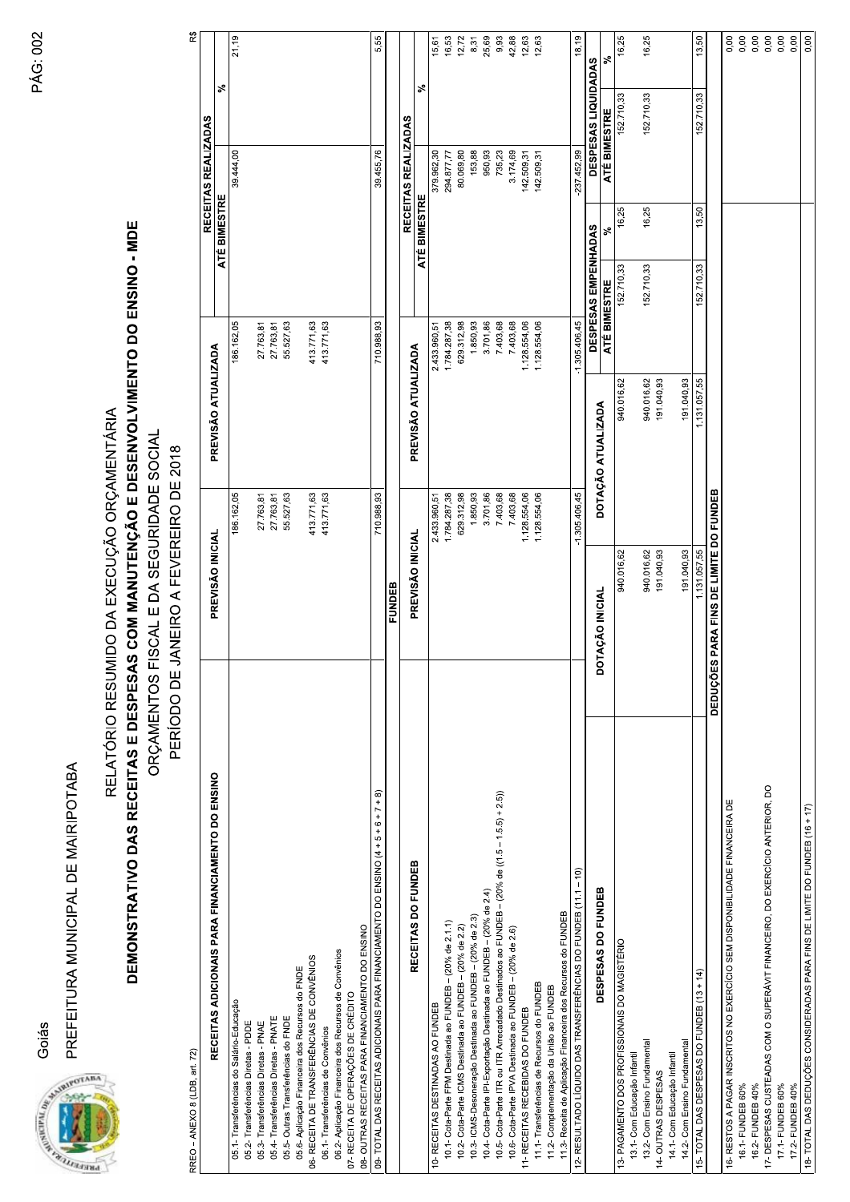Goiás

PREFEITURA MUNICIPAL DE MAIRIPOTABA

# RELATÓRIO RESUMIDO DA EXECUÇÃO ORÇAMENTÁRIA

## DEMONSTRATIVO DAS RECEITAS E DESPESAS COM MANUTENÇÃO E DESENVOLVIMENTO DO ENSINO - MDE

ORÇAMENTOS FISCAL E DA SEGURIDADE SOCIAL

PERÍODO DE JANEIRO A FEVEREIRO DE 2018

RREO – ANEXO 8 (LDB, art. 72) R$

| RECEITAS ADICIONAIS PARA FINANCIAMENTO DO ENSINO | PREVISÃO INICIAL | PREVISÃO ATUALIZADA | RECEITAS REALIZADAS | |
|---|---|---|---|---|
| | | | ATÉ BIMESTRE | % |
| 05.1- Transferências do Salário-Educação | 186.162,05 | 186.162,05 | 39.444,00 | 21,19 |
| 05.2- Transferências Diretas - PDDE | | | | |
| 05.3- Transferências Diretas - PNAE | 27.763,81 | 27.763,81 | | |
| 05.4- Transferências Diretas - PNATE | 27.763,81 | 27.763,81 | | |
| 05.5- Outras Transferências do FNDE | 55.527,63 | 55.527,63 | | |
| 05.6- Aplicação Financeira dos Recursos do FNDE | | | | |
| 06- RECEITA DE TRANSFERÊNCIAS DE CONVÊNIOS | 413.771,63 | 413.771,63 | | |
| 06.1- Transferências de Convênios | 413.771,63 | 413.771,63 | | |
| 06.2- Aplicação Financeira dos Recursos de Convênios | | | | |
| 07- RECEITA DE OPERAÇÕES DE CRÉDITO | | | | |
| 08- OUTRAS RECEITAS PARA FINANCIAMENTO DO ENSINO | | | | |
| 09- TOTAL DAS RECEITAS ADICIONAIS PARA FINANCIAMENTO DO ENSINO (4 + 5 + 6 + 7 + 8) | 710.988,93 | 710.988,93 | 39.455,76 | 5,55 |

**FUNDEB**

| RECEITAS DO FUNDEB | PREVISÃO INICIAL | PREVISÃO ATUALIZADA | RECEITAS REALIZADAS | |
|---|---|---|---|---|
| | | | ATÉ BIMESTRE | % |
| 10- RECEITAS DESTINADAS AO FUNDEB | 2.433.960,51 | 2.433.960,51 | 379.962,30 | 15,61 |
| 10.1- Cota-Parte FPM Destinada ao FUNDEB – (20% de 2.1.1) | 1.784.287,38 | 1.784.287,38 | 294.877,77 | 16,53 |
| 10.2- Cota-Parte ICMS Destinada ao FUNDEB – (20% de 2.2) | 629.312,98 | 629.312,98 | 80.069,80 | 12,72 |
| 10.3- ICMS-Desoneração Destinada ao FUNDEB – (20% de 2.3) | 1.850,93 | 1.850,93 | 153,88 | 8,31 |
| 10.4- Cota-Parte IPI-Exportação Destinada ao FUNDEB – (20% de 2.4) | 3.701,86 | 3.701,86 | 950,93 | 25,69 |
| 10.5- Cota-Parte ITR ou ITR Arrecadado Destinados ao FUNDEB - (20% de ((1.5 – 1.5.5) + 2.5)) | 7.403,68 | 7.403,68 | 735,23 | 9,93 |
| 10.6- Cota-Parte IPVA Destinada ao FUNDEB – (20% de 2.6) | 7.403,68 | 7.403,68 | 3.174,69 | 42,88 |
| 11- RECEITAS RECEBIDAS DO FUNDEB | 1.128.554,06 | 1.128.554,06 | 142.509,31 | 12,63 |
| 11.1- Transferências de Recursos do FUNDEB | 1.128.554,06 | 1.128.554,06 | 142.509,31 | 12,63 |
| 11.2- Complementação da União ao FUNDEB | | | | |
| 11.3- Receita de Aplicação Financeira dos Recursos do FUNDEB | | | | |
| 12- RESULTADO LÍQUIDO DAS TRANSFERÊNCIAS DO FUNDEB (11.1 – 10) | -1.305.406,45 | -1.305.406,45 | -237.452,99 | 18,19 |

| DESPESAS DO FUNDEB | DOTAÇÃO INICIAL | DOTAÇÃO ATUALIZADA | DESPESAS EMPENHADAS | | DESPESAS LIQUIDADAS | |
|---|---|---|---|---|---|---|
| | | | ATÉ BIMESTRE | % | ATÉ BIMESTRE | % |
| 13- PAGAMENTO DOS PROFISSIONAIS DO MAGISTÉRIO | 940.016,62 | 940.016,62 | 152.710,33 | 16,25 | 152.710,33 | 16,25 |
| 13.1- Com Educação Infantil | | | | | | |
| 13.2- Com Ensino Fundamental | 940.016,62 | 940.016,62 | 152.710,33 | 16,25 | 152.710,33 | 16,25 |
| 14- OUTRAS DESPESAS | 191.040,93 | 191.040,93 | | | | |
| 14.1- Com Educação Infantil | | | | | | |
| 14.2- Com Ensino Fundamental | 191.040,93 | 191.040,93 | | | | |
| 15- TOTAL DAS DESPESAS DO FUNDEB (13 + 14) | 1.131.057,55 | 1.131.057,55 | 152.710,33 | 13,50 | 152.710,33 | 13,50 |

| DEDUÇÕES PARA FINS DE LIMITE DO FUNDEB | |
|---|---|
| 16- RESTOS A PAGAR INSCRITOS NO EXERCÍCIO SEM DISPONIBILIDADE FINANCEIRA DE | 0,00 |
| 16.1- FUNDEB 60% | 0,00 |
| 16.2- FUNDEB 40% | 0,00 |
| 17- DESPESAS CUSTEADAS COM O SUPERÁVIT FINANCEIRO, DO EXERCÍCIO ANTERIOR, DO | 0,00 |
| 17.1- FUNDEB 60% | 0,00 |
| 17.2- FUNDEB 40% | 0,00 |
| 18- TOTAL DAS DEDUÇÕES CONSIDERADAS PARA FINS DE LIMITE DO FUNDEB (16 + 17) | 0,00 |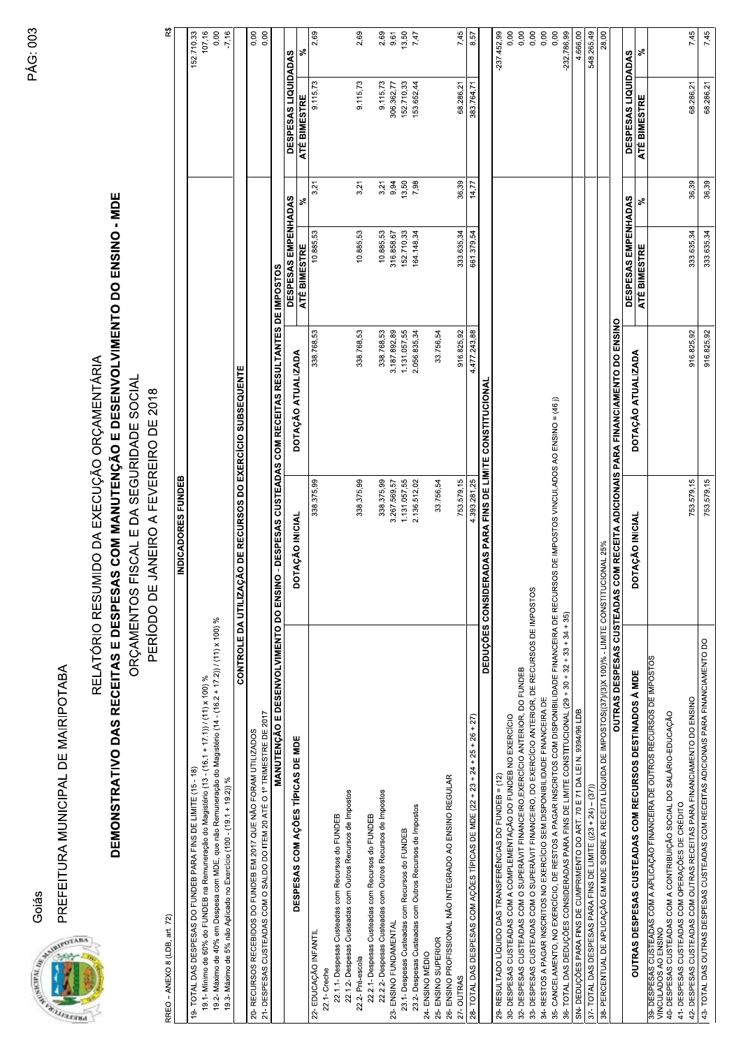Goiás

PREFEITURA MUNICIPAL DE MAIRIPOTABA

# RELATÓRIO RESUMIDO DA EXECUÇÃO ORÇAMENTÁRIA

## DEMONSTRATIVO DAS RECEITAS E DESPESAS COM MANUTENÇÃO E DESENVOLVIMENTO DO ENSINO - MDE

ORÇAMENTOS FISCAL E DA SEGURIDADE SOCIAL

PERÍODO DE JANEIRO A FEVEREIRO DE 2018

RREO – ANEXO 8 (LDB, art. 72) R$

| INDICADORES FUNDEB | |
|---|---|
| 19- TOTAL DAS DESPESAS DO FUNDEB PARA FINS DE LIMITE (15 - 18) | 152.710,33 |
| 19.1- Mínimo de 60% do FUNDEB na Remuneração do Magistério (13 - (16.1 + 17.1)) / (11) x 100) % | 107,16 |
| 19.2- Máximo de 40% em Despesa com MDE, que não Remuneração do Magistério (14 - (16.2 + 17.2)) / (11) x 100) % | 0,00 |
| 19.3- Máximo de 5% não Aplicado no Exercício (100 - (19.1 + 19.2)) % | -7,16 |

| CONTROLE DA UTILIZAÇÃO DE RECURSOS DO EXERCÍCIO SUBSEQUENTE | |
|---|---|
| 20- RECURSOS RECEBIDOS DO FUNDEB EM 2017 QUE NÃO FORAM UTILIZADOS | 0,00 |
| 21- DESPESAS CUSTEADAS COM O SALDO DO ITEM 20 ATÉ O 1º TRIMESTRE DE 2017 | 0,00 |

| MANUTENÇÃO E DESENVOLVIMENTO DO ENSINO - DESPESAS CUSTEADAS COM RECEITAS RESULTANTES DE IMPOSTOS | | | | | | |
|---|---|---|---|---|---|---|
| DESPESAS COM AÇÕES TÍPICAS DE MDE | DOTAÇÃO INICIAL | DOTAÇÃO ATUALIZADA | DESPESAS EMPENHADAS | | DESPESAS LIQUIDADAS | |
| | | | ATÉ BIMESTRE | % | ATÉ BIMESTRE | % |
| 22- EDUCAÇÃO INFANTIL | 338.375,99 | 338.768,53 | 10.885,53 | 3,21 | 9.115,73 | 2,69 |
| 22.1- Creche | | | | | | |
| 22.1.1- Despesas Custeadas com Recursos do FUNDEB | | | | | | |
| 22.1.2- Despesas Custeadas com Outros Recursos de Impostos | | | | | | |
| 22.2- Pré-escola | 338.375,99 | 338.768,53 | 10.885,53 | 3,21 | 9.115,73 | 2,69 |
| 22.2.1- Despesas Custeadas com Recursos do FUNDEB | | | | | | |
| 22.2.2- Despesas Custeadas com Outros Recursos de Impostos | 338.375,99 | 338.768,53 | 10.885,53 | 3,21 | 9.115,73 | 2,69 |
| 23- ENSINO FUNDAMENTAL | 3.267.569,57 | 3.187.892,89 | 316.858,67 | 9,94 | 306.362,77 | 9,61 |
| 23.1- Despesas Custeadas com Recursos do FUNDEB | 1.131.057,55 | 1.131.057,55 | 152.710,33 | 13,50 | 152.710,33 | 13,50 |
| 23.2- Despesas Custeadas com Outros Recursos de Impostos | 2.136.512,02 | 2.056.835,34 | 164.148,34 | 7,98 | 153.652,44 | 7,47 |
| 24- ENSINO MÉDIO | | | | | | |
| 25- ENSINO SUPERIOR | 33.756,54 | 33.756,54 | | | | |
| 26- ENSINO PROFISSIONAL NÃO INTEGRADO AO ENSINO REGULAR | | | | | | |
| 27- OUTRAS | 753.579,15 | 916.825,92 | 333.635,34 | 36,39 | 68.286,21 | 7,45 |
| 28- TOTAL DAS DESPESAS COM AÇÕES TÍPICAS DE MDE (22 + 23 + 24 + 25 + 26 + 27) | 4.393.281,25 | 4.477.243,88 | 661.379,54 | 14,77 | 383.764,71 | 8,57 |

| DEDUÇÕES CONSIDERADAS PARA FINS DE LIMITE CONSTITUCIONAL | |
|---|---|
| 29- RESULTADO LÍQUIDO DAS TRANSFERÊNCIAS DO FUNDEB = (12) | -237.452,99 |
| 30- DESPESAS CUSTEADAS COM A COMPLEMENTAÇÃO DO FUNDEB NO EXERCÍCIO | 0,00 |
| 32- DESPESAS CUSTEADAS COM O SUPERÁVIT FINANCEIRO,EXERCÍCIO ANTERIOR, DO FUNDEB | 0,00 |
| 33- DESPESAS CUSTEADAS COM O SUPERÁVIT FINANCEIRO, DO EXERCÍCIO ANTERIOR, DE RECURSOS DE IMPOSTOS | 0,00 |
| 34- RESTOS A PAGAR INSCRITOS NO EXERCÍCIO SEM DISPONIBILIDADE FINANCEIRA DE | 0,00 |
| 35- CANCELAMENTO, NO EXERCÍCIO, DE RESTOS A PAGAR INSCRITOS COM DISPONIBILIDADE FINANCEIRA DE RECURSOS DE IMPOSTOS VINCULADOS AO ENSINO = (46 j) | 0,00 |
| 36- TOTAL DAS DEDUÇÕES CONSIDERADAS PARA FINS DE LIMITE CONSTITUCIONAL (29 + 30 + 32 + 33 + 34 + 35) | -232.786,99 |
| SN- DEDUÇÕES PARA FINS DE CUMPRIMENTO DO ART. 70 E 71 DA LEI N. 9394/96 LDB | 4.666,00 |
| 37- TOTAL DAS DESPESAS PARA FINS DE LIMITE ((23 + 24) - (37)) | 548.265,49 |
| 38- PERCENTUAL DE APLICAÇÃO EM MDE SOBRE A RECEITA LÍQUIDA DE IMPOSTOS((37)/(3)X 100)% - LIMITE CONSTITUCIONAL 25% | 28,00 |

| OUTRAS DESPESAS CUSTEADAS COM RECEITA ADICIONAIS PARA FINANCIAMENTO DO ENSINO | | | | | | |
|---|---|---|---|---|---|---|
| OUTRAS DESPESAS CUSTEADAS COM RECURSOS DESTINADOS À MDE | DOTAÇÃO INICIAL | DOTAÇÃO ATUALIZADA | DESPESAS EMPENHADAS | | DESPESAS LIQUIDADAS | |
| | | | ATÉ BIMESTRE | % | ATÉ BIMESTRE | % |
| 39- DESPESAS CUSTEADAS COM A APLICAÇÃO FINANCEIRA DE OUTROS RECURSOS DE IMPOSTOS VINCULADOS AO ENSINO | | | | | | |
| 40- DESPESAS CUSTEADAS COM A CONTRIBUIÇÃO SOCIAL DO SALÁRIO-EDUCAÇÃO | | | | | | |
| 41- DESPESAS CUSTEADAS COM OPERAÇÕES DE CRÉDITO | | | | | | |
| 42- DESPESAS CUSTEADAS COM OUTRAS RECEITAS PARA FINANCIAMENTO DO ENSINO | 753.579,15 | 916.825,92 | 333.635,34 | 36,39 | 68.286,21 | 7,45 |
| 43- TOTAL DAS OUTRAS DESPESAS CUSTEADAS COM RECEITAS ADICIONAIS PARA FINANCIAMENTO DO | 753.579,15 | 916.825,92 | 333.635,34 | 36,39 | 68.286,21 | 7,45 |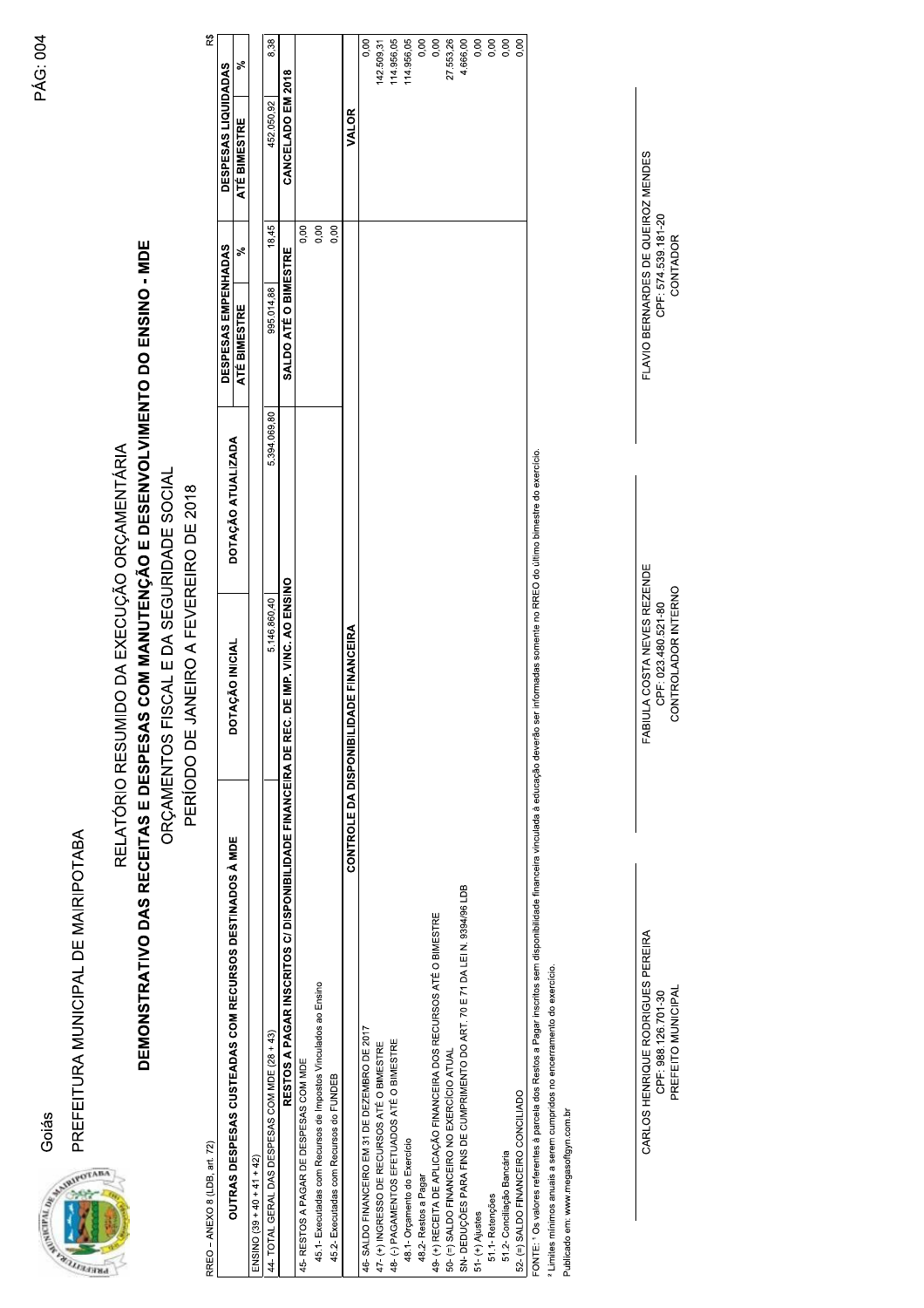Goiás

PREFEITURA MUNICIPAL DE MAIRIPOTABA

# RELATÓRIO RESUMIDO DA EXECUÇÃO ORÇAMENTÁRIA

## DEMONSTRATIVO DAS RECEITAS E DESPESAS COM MANUTENÇÃO E DESENVOLVIMENTO DO ENSINO - MDE

ORÇAMENTOS FISCAL E DA SEGURIDADE SOCIAL

PERÍODO DE JANEIRO A FEVEREIRO DE 2018

RREO – ANEXO 8 (LDB, art. 72) R$

| OUTRAS DESPESAS CUSTEADAS COM RECURSOS DESTINADOS À MDE | DOTAÇÃO INICIAL | DOTAÇÃO ATUALIZADA | DESPESAS EMPENHADAS | | DESPESAS LIQUIDADAS | |
|---|---|---|---|---|---|---|
| | | | ATÉ BIMESTRE | % | ATÉ BIMESTRE | % |
| ENSINO (39 + 40 + 41 + 42) | | | | | | |
| 44- TOTAL GERAL DAS DESPESAS COM MDE (28 + 43) | 5.146.860,40 | 5.394.069,80 | 995.014,88 | 18,45 | 452.050,92 | 8,38 |

| RESTOS A PAGAR INSCRITOS C/ DISPONIBILIDADE FINANCEIRA DE REC. DE IMP. VINC. AO ENSINO | SALDO ATÉ O BIMESTRE | CANCELADO EM 2018 |
|---|---|---|
| 45- RESTOS A PAGAR DE DESPESAS COM MDE | 0,00 | |
| 45.1- Executadas com Recursos de Impostos Vinculados ao Ensino | 0,00 | |
| 45.2- Executadas com Recursos do FUNDEB | 0,00 | |

| CONTROLE DA DISPONIBILIDADE FINANCEIRA | VALOR |
|---|---|
| 46- SALDO FINANCEIRO EM 31 DE DEZEMBRO DE 2017 | 0,00 |
| 47- (+) INGRESSO DE RECURSOS ATÉ O BIMESTRE | 142.509,31 |
| 48- (-) PAGAMENTOS EFETUADOS ATÉ O BIMESTRE | 114.956,05 |
| 48.1- Orçamento do Exercício | 114.956,05 |
| 48.2- Restos a Pagar | 0,00 |
| 49- (+) RECEITA DE APLICAÇÃO FINANCEIRA DOS RECURSOS ATÉ O BIMESTRE | 0,00 |
| 50- (=) SALDO FINANCEIRO NO EXERCÍCIO ATUAL | 27.553,26 |
| SN- DEDUÇÕES PARA FINS DE CUMPRIMENTO DO ART. 70 E 71 DA LEI N. 9394/96 LDB | 4.666,00 |
| 51- (+) Ajustes | 0,00 |
| 51.1- Retenções | 0,00 |
| 51.2- Conciliação Bancária | 0,00 |
| 52- (=) SALDO FINANCEIRO CONCILIADO | 0,00 |

FONTE: [1] Os valores referentes à parcela dos Restos a Pagar inscritos sem disponibilidade financeira vinculada à educação deverão ser informadas somente no RREO do último bimestre do exercício.

[2] Limites mínimos anuais a serem cumpridos no encerramento do exercício.

Publicado em: www.megasoftgyn.com.br

CARLOS HENRIQUE RODRIGUES PEREIRA
CPF: 988.126.701-30
PREFEITO MUNICIPAL

FABIULA COSTA NEVES REZENDE
CPF: 023.480.521-80
CONTROLADOR INTERNO

FLAVIO BERNARDES DE QUEIROZ MENDES
CPF: 574.539.181-20
CONTADOR